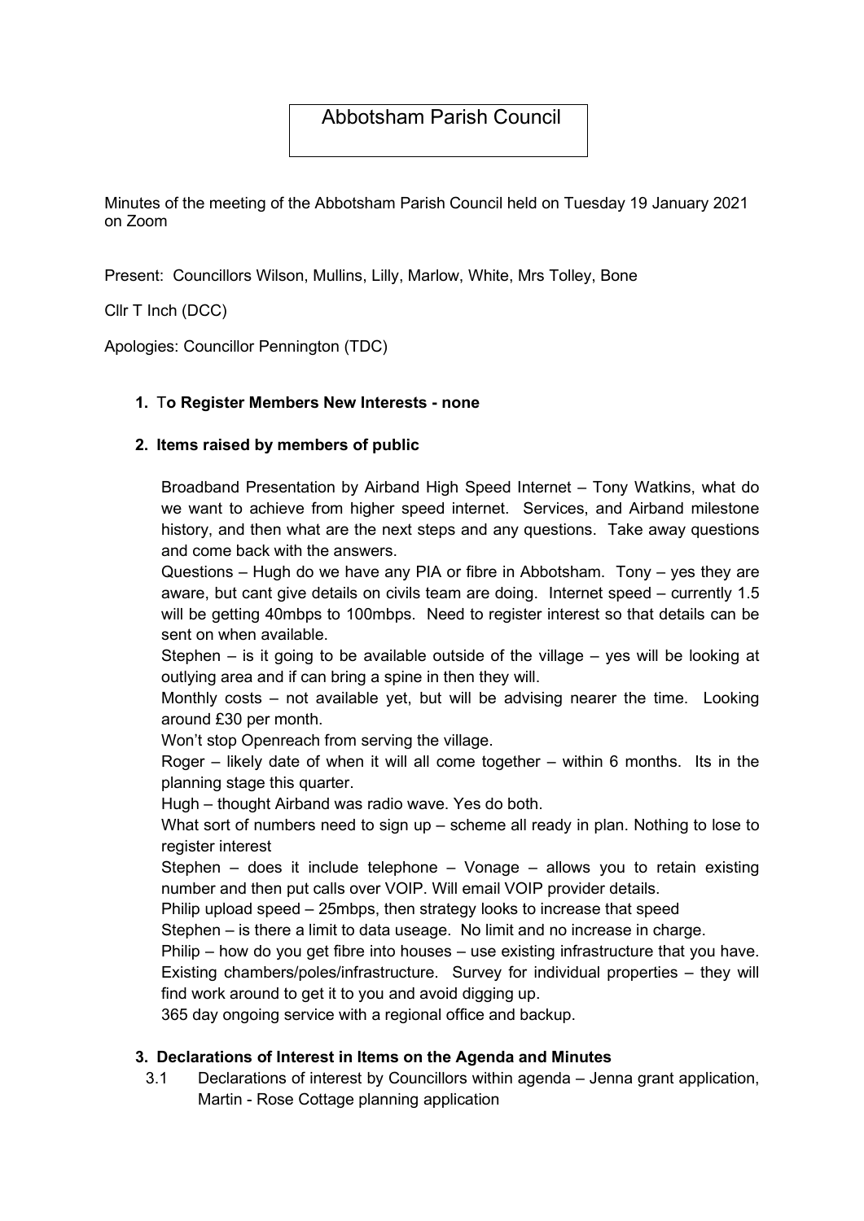# Abbotsham Parish Council

Minutes of the meeting of the Abbotsham Parish Council held on Tuesday 19 January 2021 on Zoom

Present: Councillors Wilson, Mullins, Lilly, Marlow, White, Mrs Tolley, Bone

Cllr T Inch (DCC)

Apologies: Councillor Pennington (TDC)

1. **To Register Members New Interests - none**

2. **Items raised by members of public**

   Broadband Presentation by Airband High Speed Internet – Tony Watkins, what do we want to achieve from higher speed internet. Services, and Airband milestone history, and then what are the next steps and any questions. Take away questions and come back with the answers.

   Questions – Hugh do we have any PIA or fibre in Abbotsham. Tony – yes they are aware, but cant give details on civils team are doing. Internet speed – currently 1.5 will be getting 40mbps to 100mbps. Need to register interest so that details can be sent on when available.

   Stephen – is it going to be available outside of the village – yes will be looking at outlying area and if can bring a spine in then they will.

   Monthly costs – not available yet, but will be advising nearer the time. Looking around £30 per month.

   Won't stop Openreach from serving the village.

   Roger – likely date of when it will all come together – within 6 months. Its in the planning stage this quarter.

   Hugh – thought Airband was radio wave. Yes do both.

   What sort of numbers need to sign up – scheme all ready in plan. Nothing to lose to register interest

   Stephen – does it include telephone – Vonage – allows you to retain existing number and then put calls over VOIP. Will email VOIP provider details.

   Philip upload speed – 25mbps, then strategy looks to increase that speed

   Stephen – is there a limit to data useage. No limit and no increase in charge.

   Philip – how do you get fibre into houses – use existing infrastructure that you have. Existing chambers/poles/infrastructure. Survey for individual properties – they will find work around to get it to you and avoid digging up.

   365 day ongoing service with a regional office and backup.

3. **Declarations of Interest in Items on the Agenda and Minutes**

   3.1 Declarations of interest by Councillors within agenda – Jenna grant application, Martin - Rose Cottage planning application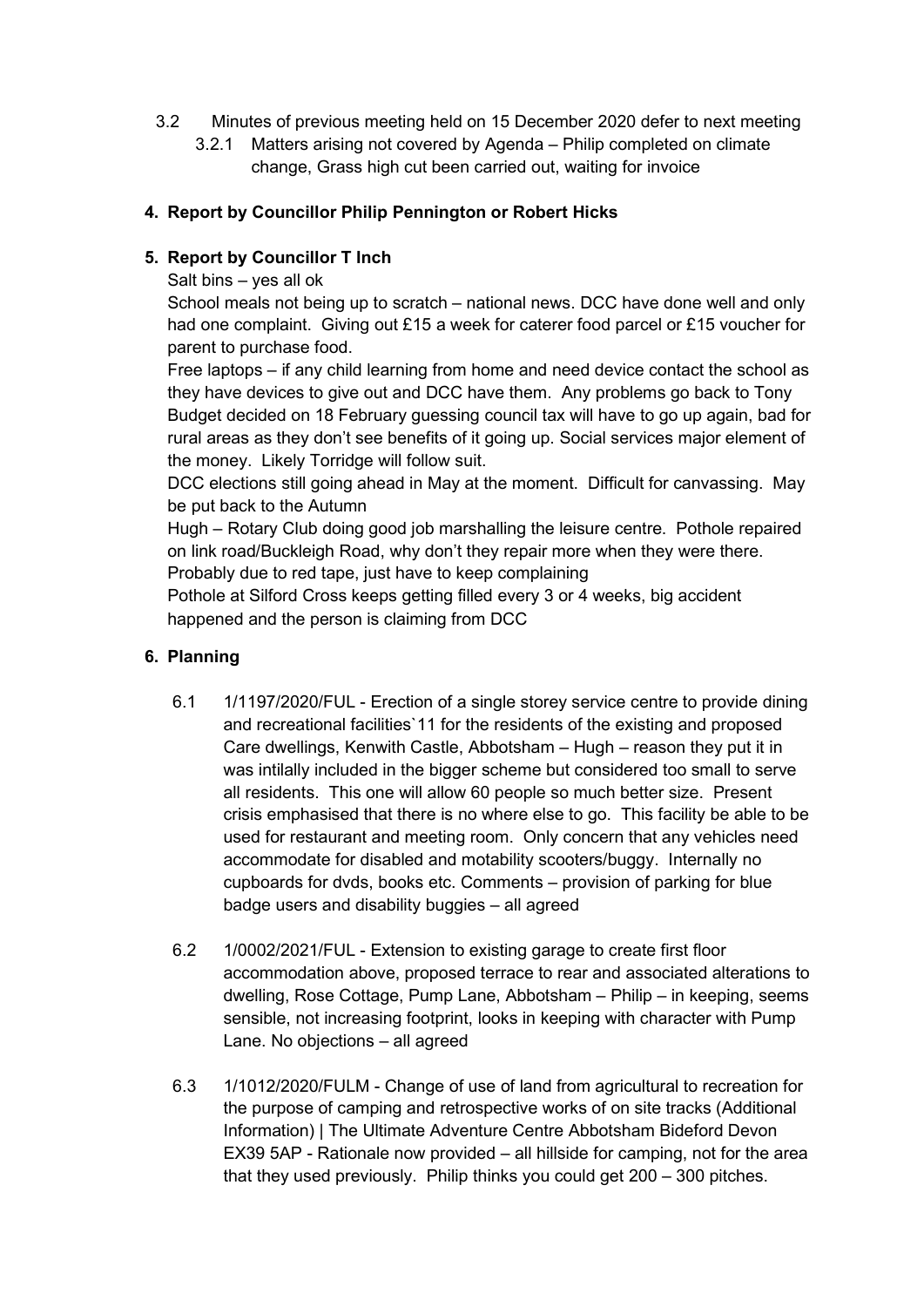3.2 Minutes of previous meeting held on 15 December 2020 defer to next meeting

3.2.1 Matters arising not covered by Agenda – Philip completed on climate change, Grass high cut been carried out, waiting for invoice

**4. Report by Councillor Philip Pennington or Robert Hicks**

**5. Report by Councillor T Inch**

Salt bins – yes all ok

School meals not being up to scratch – national news. DCC have done well and only had one complaint. Giving out £15 a week for caterer food parcel or £15 voucher for parent to purchase food.

Free laptops – if any child learning from home and need device contact the school as they have devices to give out and DCC have them. Any problems go back to Tony

Budget decided on 18 February guessing council tax will have to go up again, bad for rural areas as they don't see benefits of it going up. Social services major element of the money. Likely Torridge will follow suit.

DCC elections still going ahead in May at the moment. Difficult for canvassing. May be put back to the Autumn

Hugh – Rotary Club doing good job marshalling the leisure centre. Pothole repaired on link road/Buckleigh Road, why don't they repair more when they were there. Probably due to red tape, just have to keep complaining

Pothole at Silford Cross keeps getting filled every 3 or 4 weeks, big accident happened and the person is claiming from DCC

**6. Planning**

6.1 1/1197/2020/FUL - Erection of a single storey service centre to provide dining and recreational facilities`11 for the residents of the existing and proposed Care dwellings, Kenwith Castle, Abbotsham – Hugh – reason they put it in was intilally included in the bigger scheme but considered too small to serve all residents. This one will allow 60 people so much better size. Present crisis emphasised that there is no where else to go. This facility be able to be used for restaurant and meeting room. Only concern that any vehicles need accommodate for disabled and motability scooters/buggy. Internally no cupboards for dvds, books etc. Comments – provision of parking for blue badge users and disability buggies – all agreed

6.2 1/0002/2021/FUL - Extension to existing garage to create first floor accommodation above, proposed terrace to rear and associated alterations to dwelling, Rose Cottage, Pump Lane, Abbotsham – Philip – in keeping, seems sensible, not increasing footprint, looks in keeping with character with Pump Lane. No objections – all agreed

6.3 1/1012/2020/FULM - Change of use of land from agricultural to recreation for the purpose of camping and retrospective works of on site tracks (Additional Information) | The Ultimate Adventure Centre Abbotsham Bideford Devon EX39 5AP - Rationale now provided – all hillside for camping, not for the area that they used previously. Philip thinks you could get 200 – 300 pitches.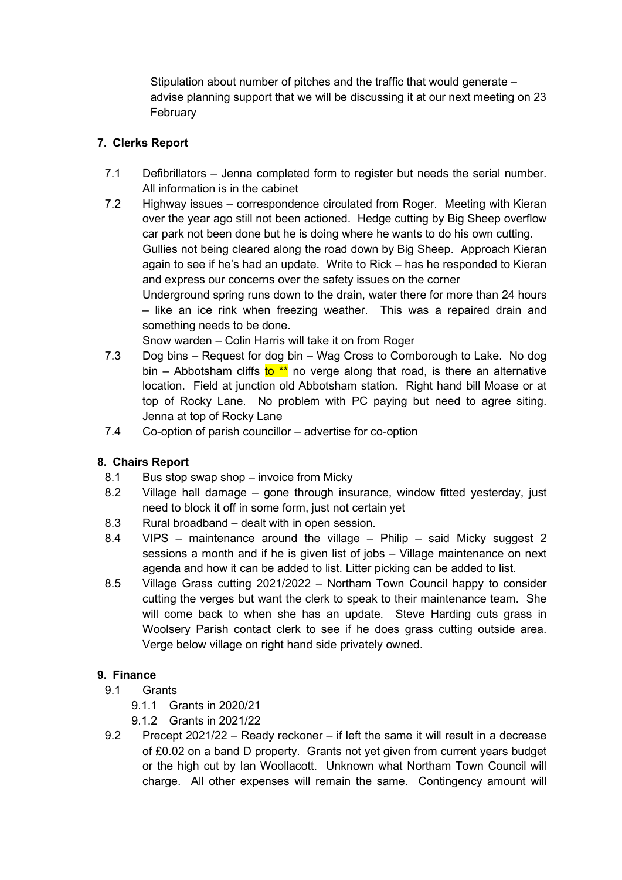Stipulation about number of pitches and the traffic that would generate – advise planning support that we will be discussing it at our next meeting on 23 February

## 7. Clerks Report

7.1 Defibrillators – Jenna completed form to register but needs the serial number. All information is in the cabinet

7.2 Highway issues – correspondence circulated from Roger. Meeting with Kieran over the year ago still not been actioned. Hedge cutting by Big Sheep overflow car park not been done but he is doing where he wants to do his own cutting. Gullies not being cleared along the road down by Big Sheep. Approach Kieran again to see if he's had an update. Write to Rick – has he responded to Kieran and express our concerns over the safety issues on the corner
Underground spring runs down to the drain, water there for more than 24 hours – like an ice rink when freezing weather. This was a repaired drain and something needs to be done.
Snow warden – Colin Harris will take it on from Roger

7.3 Dog bins – Request for dog bin – Wag Cross to Cornborough to Lake. No dog bin – Abbotsham cliffs to ** no verge along that road, is there an alternative location. Field at junction old Abbotsham station. Right hand bill Moase or at top of Rocky Lane. No problem with PC paying but need to agree siting. Jenna at top of Rocky Lane

7.4 Co-option of parish councillor – advertise for co-option

## 8. Chairs Report

8.1 Bus stop swap shop – invoice from Micky

8.2 Village hall damage – gone through insurance, window fitted yesterday, just need to block it off in some form, just not certain yet

8.3 Rural broadband – dealt with in open session.

8.4 VIPS – maintenance around the village – Philip – said Micky suggest 2 sessions a month and if he is given list of jobs – Village maintenance on next agenda and how it can be added to list. Litter picking can be added to list.

8.5 Village Grass cutting 2021/2022 – Northam Town Council happy to consider cutting the verges but want the clerk to speak to their maintenance team. She will come back to when she has an update. Steve Harding cuts grass in Woolsery Parish contact clerk to see if he does grass cutting outside area. Verge below village on right hand side privately owned.

## 9. Finance

9.1 Grants

- 9.1.1 Grants in 2020/21
- 9.1.2 Grants in 2021/22

9.2 Precept 2021/22 – Ready reckoner – if left the same it will result in a decrease of £0.02 on a band D property. Grants not yet given from current years budget or the high cut by Ian Woollacott. Unknown what Northam Town Council will charge. All other expenses will remain the same. Contingency amount will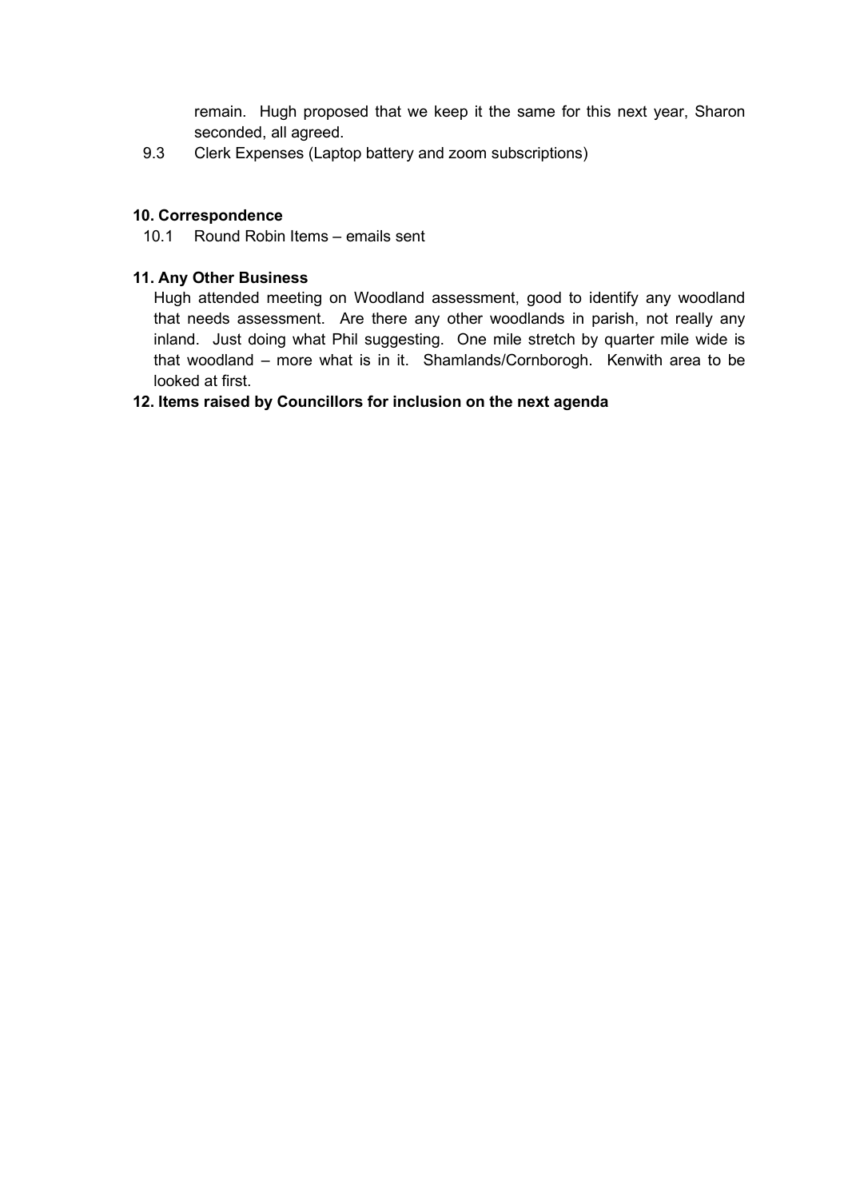remain. Hugh proposed that we keep it the same for this next year, Sharon seconded, all agreed.

9.3 Clerk Expenses (Laptop battery and zoom subscriptions)

**10. Correspondence**

10.1 Round Robin Items – emails sent

**11. Any Other Business**

Hugh attended meeting on Woodland assessment, good to identify any woodland that needs assessment. Are there any other woodlands in parish, not really any inland. Just doing what Phil suggesting. One mile stretch by quarter mile wide is that woodland – more what is in it. Shamlands/Cornborogh. Kenwith area to be looked at first.

**12. Items raised by Councillors for inclusion on the next agenda**